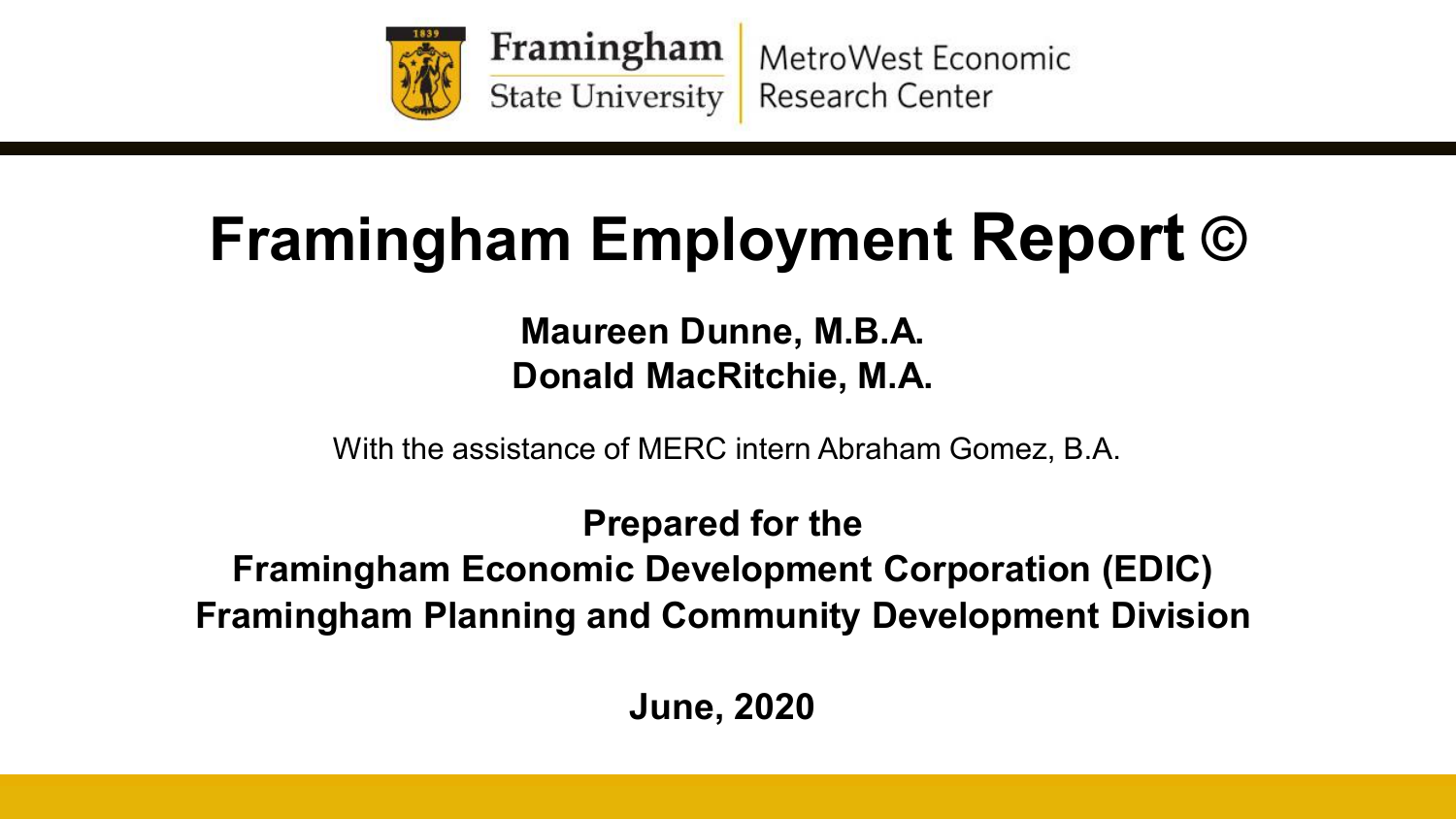Framingham State University | MetroWest Economic Research Center

# Framingham Employment Report ©

**Maureen Dunne, M.B.A.**
**Donald MacRitchie, M.A.**

With the assistance of MERC intern Abraham Gomez, B.A.

**Prepared for the**
**Framingham Economic Development Corporation (EDIC)**
**Framingham Planning and Community Development Division**

**June, 2020**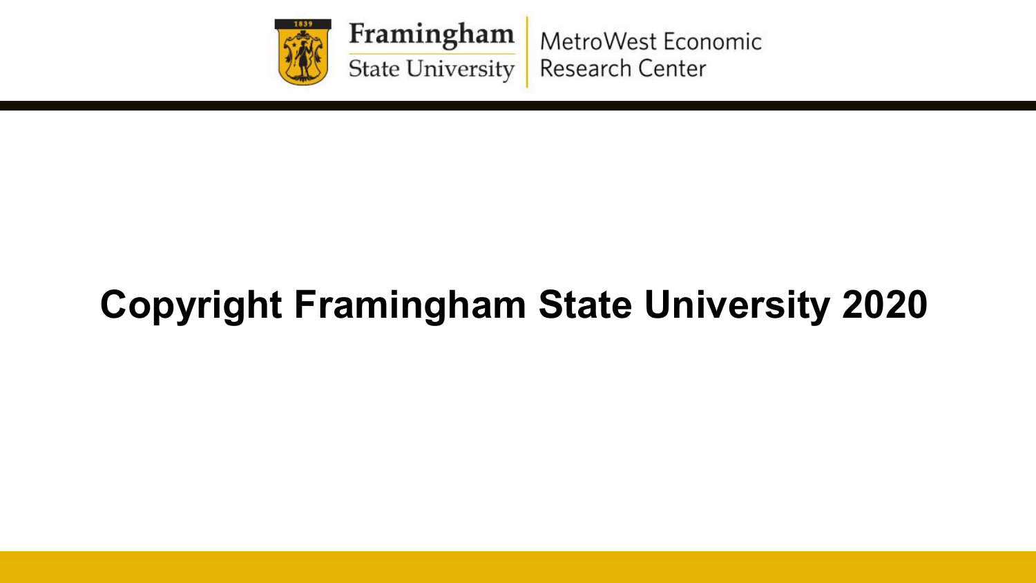Framingham State University | MetroWest Economic Research Center

**Copyright Framingham State University 2020**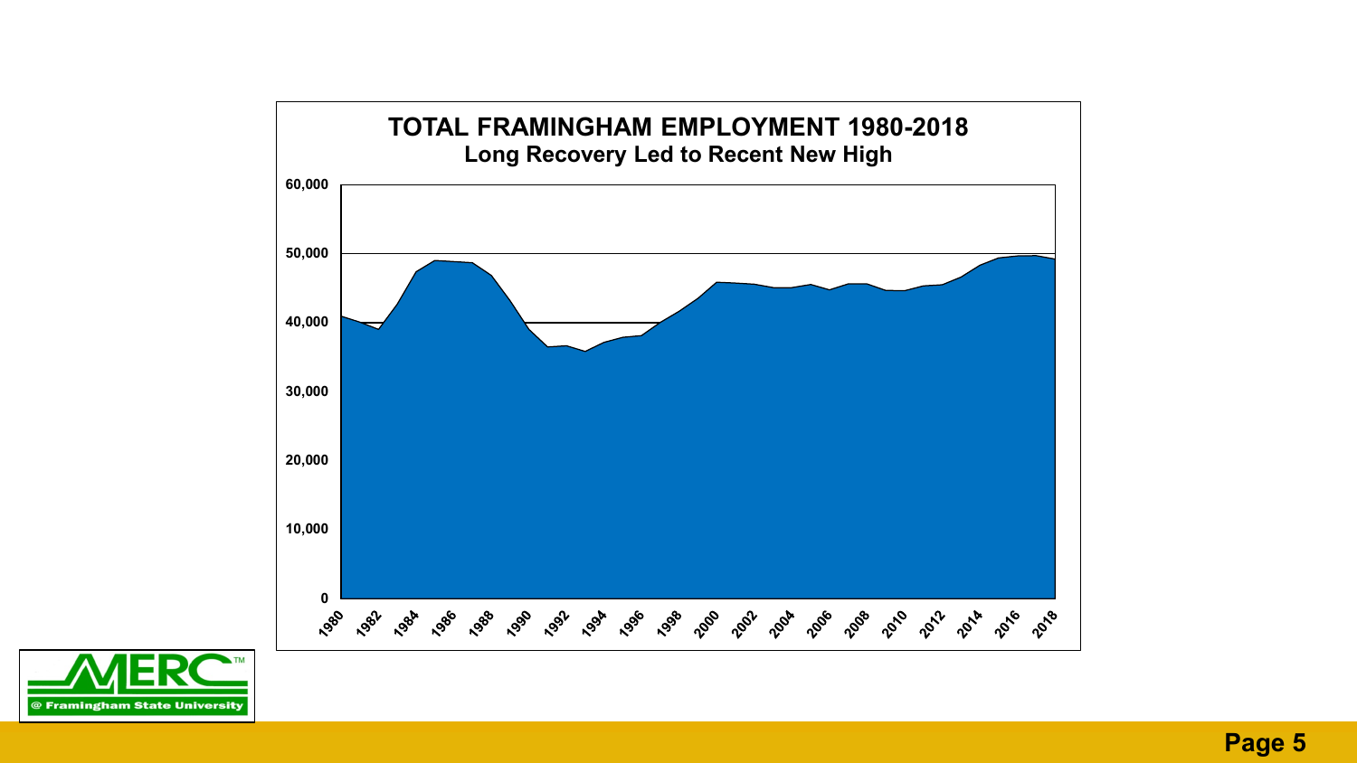## TOTAL FRAMINGHAM EMPLOYMENT 1980-2018

### Long Recovery Led to Recent New High

MERC™ @ Framingham State University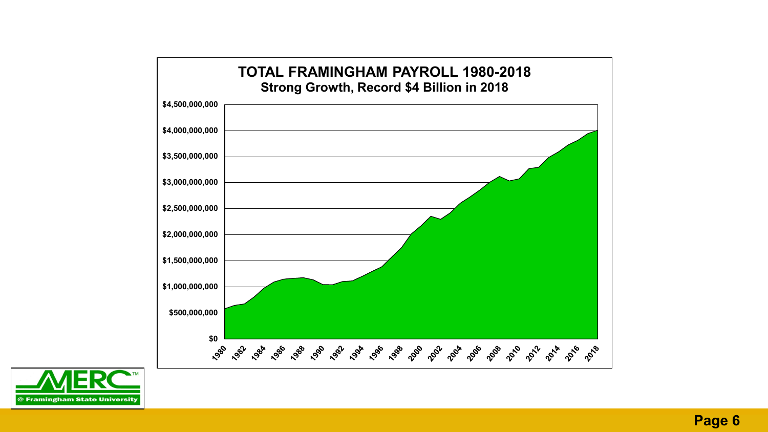## TOTAL FRAMINGHAM PAYROLL 1980-2018

### Strong Growth, Record $4 Billion in 2018

$4,500,000,000
$4,000,000,000
$3,500,000,000
$3,000,000,000
$2,500,000,000
$2,000,000,000
$1,500,000,000
$1,000,000,000
$500,000,000
$0

1980 1982 1984 1986 1988 1990 1992 1994 1996 1998 2000 2002 2004 2006 2008 2010 2012 2014 2016 2018

MERC™ @ Framingham State University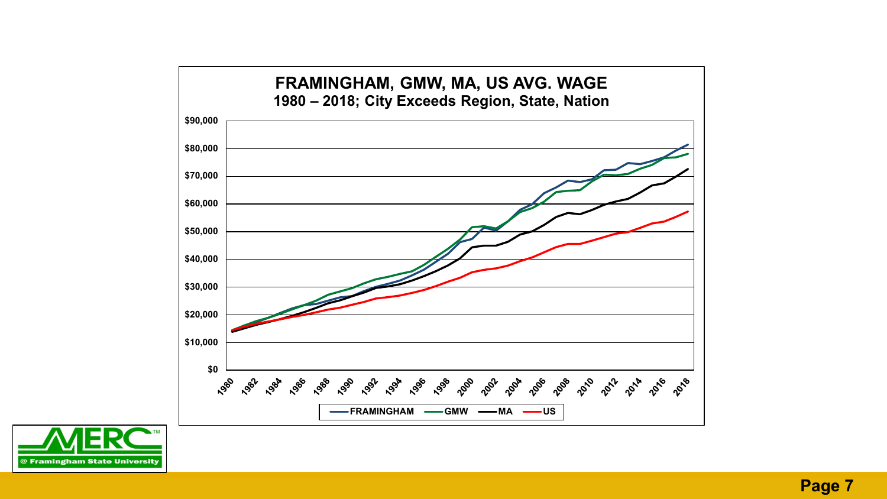## FRAMINGHAM, GMW, MA, US AVG. WAGE

### 1980 – 2018; City Exceeds Region, State, Nation

$90,000
$80,000
$70,000
$60,000
$50,000
$40,000
$30,000
$20,000
$10,000
$0

1980 1982 1984 1986 1988 1990 1992 1994 1996 1998 2000 2002 2004 2006 2008 2010 2012 2014 2016 2018

FRAMINGHAM — GMW — MA — US

MERC™ @ Framingham State University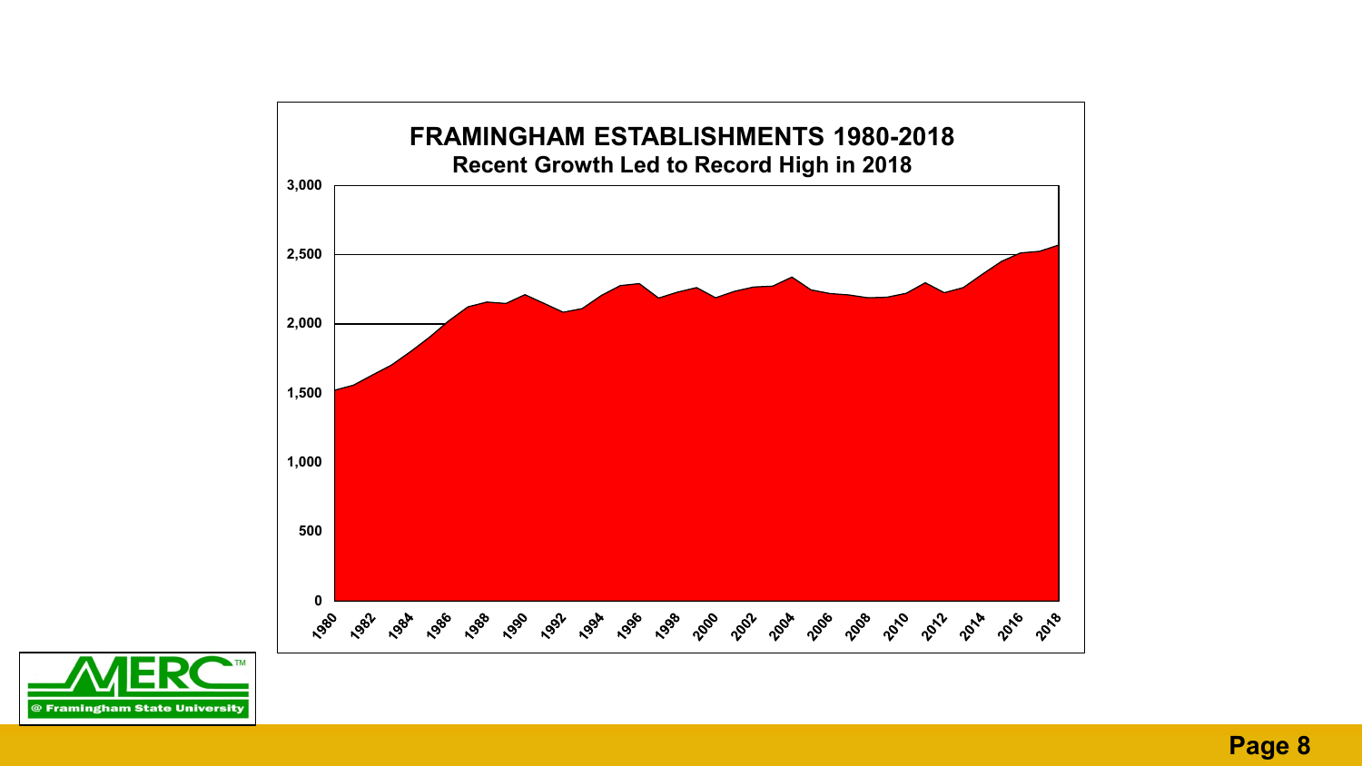## FRAMINGHAM ESTABLISHMENTS 1980-2018

### Recent Growth Led to Record High in 2018

MERC @ Framingham State University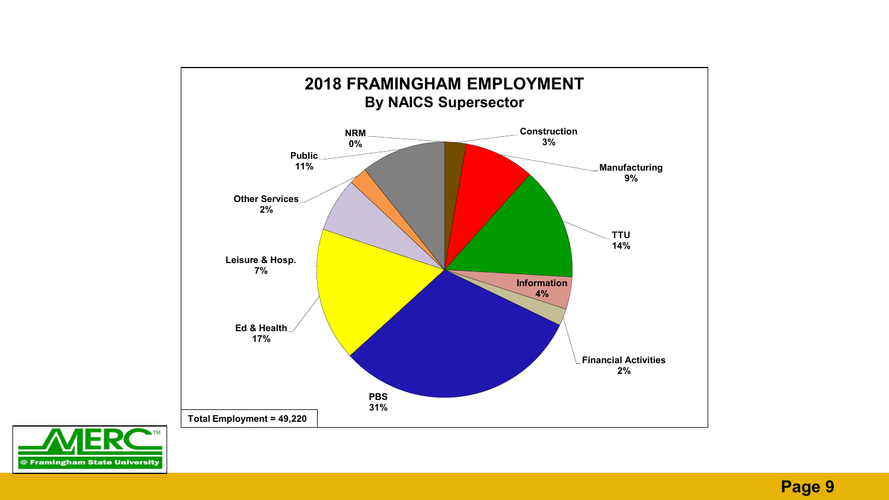## 2018 FRAMINGHAM EMPLOYMENT
### By NAICS Supersector

| Supersector | Share |
| --- | --- |
| NRM | 0% |
| Construction | 3% |
| Manufacturing | 9% |
| TTU | 14% |
| Information | 4% |
| Financial Activities | 2% |
| PBS | 31% |
| Ed & Health | 17% |
| Leisure & Hosp. | 7% |
| Other Services | 2% |
| Public | 11% |

**Total Employment = 49,220**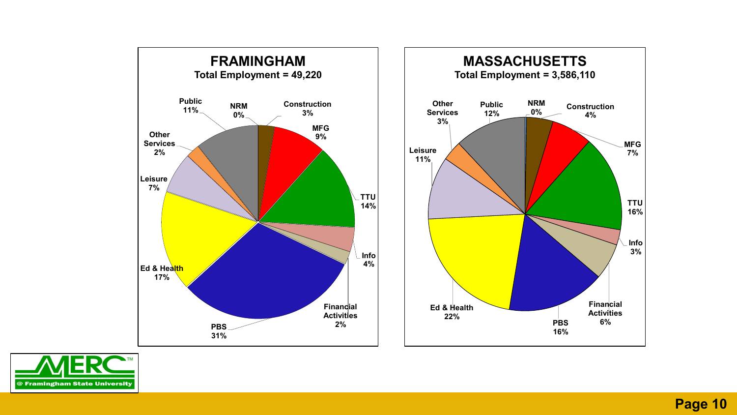## FRAMINGHAM

**Total Employment = 49,220**

| Sector | Share |
|---|---|
| NRM | 0% |
| Construction | 3% |
| MFG | 9% |
| TTU | 14% |
| Info | 4% |
| Financial Activities | 2% |
| PBS | 31% |
| Ed & Health | 17% |
| Leisure | 7% |
| Other Services | 2% |
| Public | 11% |

## MASSACHUSETTS

**Total Employment = 3,586,110**

| Sector | Share |
|---|---|
| NRM | 0% |
| Construction | 4% |
| MFG | 7% |
| TTU | 16% |
| Info | 3% |
| Financial Activities | 6% |
| PBS | 16% |
| Ed & Health | 22% |
| Leisure | 11% |
| Other Services | 3% |
| Public | 12% |

MERC™ @ Framingham State University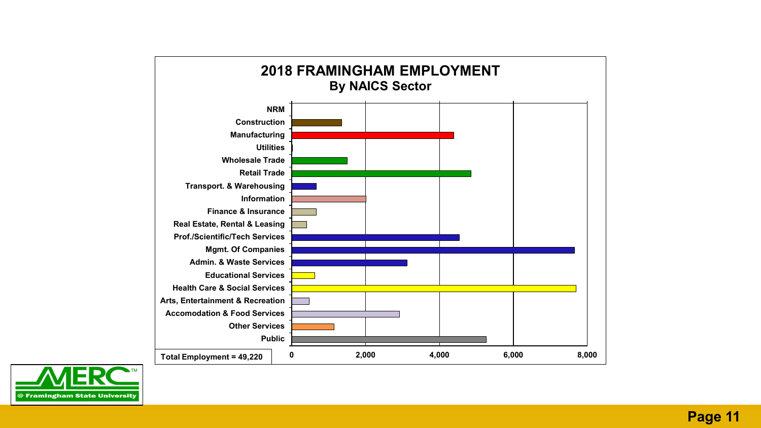## 2018 FRAMINGHAM EMPLOYMENT
### By NAICS Sector

- NRM
- Construction
- Manufacturing
- Utilities
- Wholesale Trade
- Retail Trade
- Transport. & Warehousing
- Information
- Finance & Insurance
- Real Estate, Rental & Leasing
- Prof./Scientific/Tech Services
- Mgmt. Of Companies
- Admin. & Waste Services
- Educational Services
- Health Care & Social Services
- Arts, Entertainment & Recreation
- Accomodation & Food Services
- Other Services
- Public

0 | 2,000 | 4,000 | 6,000 | 8,000

**Total Employment = 49,220**

MERC™ @ Framingham State University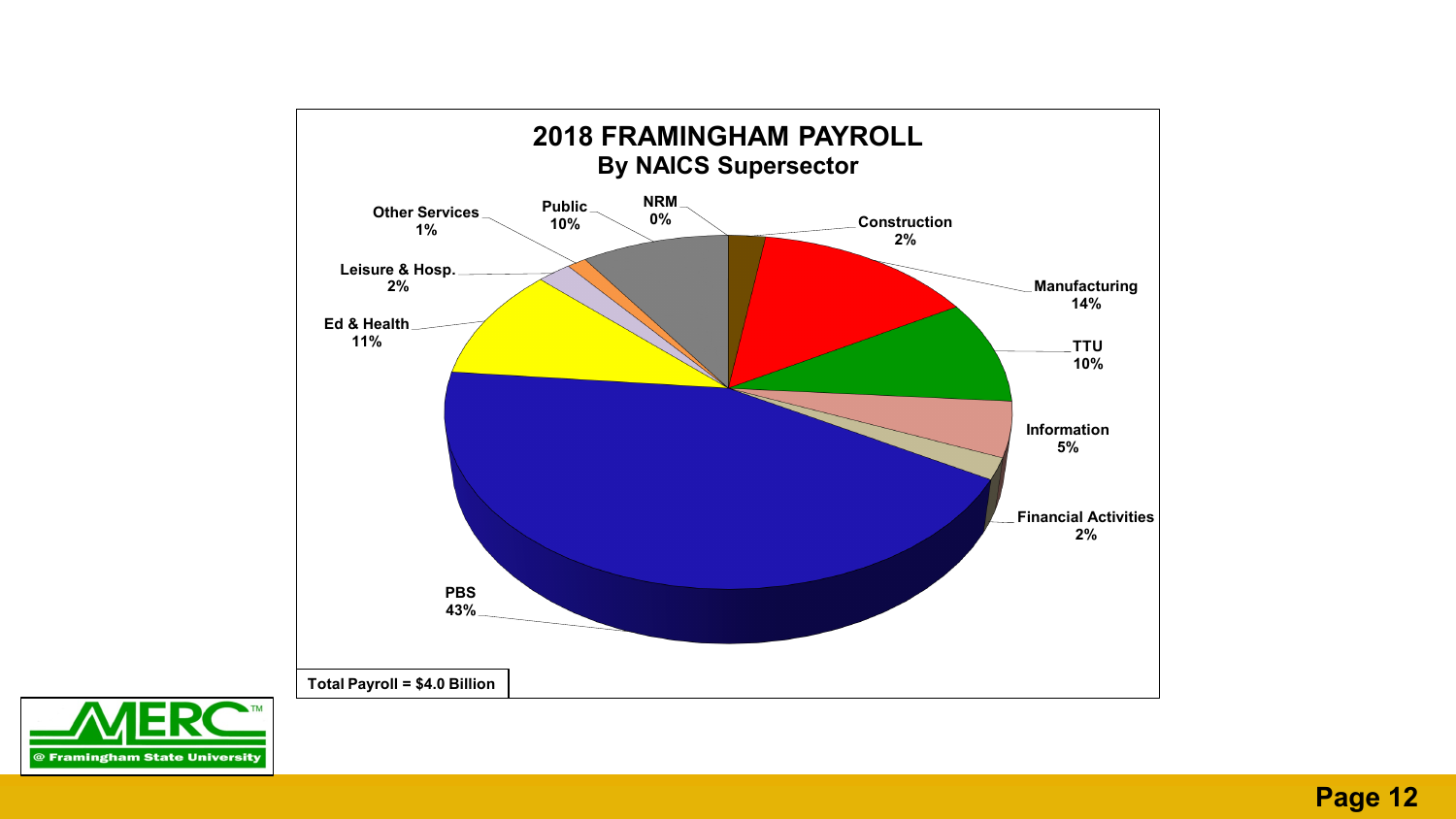# 2018 FRAMINGHAM PAYROLL

## By NAICS Supersector

| Supersector | Share |
| --- | --- |
| NRM | 0% |
| Construction | 2% |
| Manufacturing | 14% |
| TTU | 10% |
| Information | 5% |
| Financial Activities | 2% |
| PBS | 43% |
| Ed & Health | 11% |
| Leisure & Hosp. | 2% |
| Other Services | 1% |
| Public | 10% |

Total Payroll = $4.0 Billion

MERC @ Framingham State University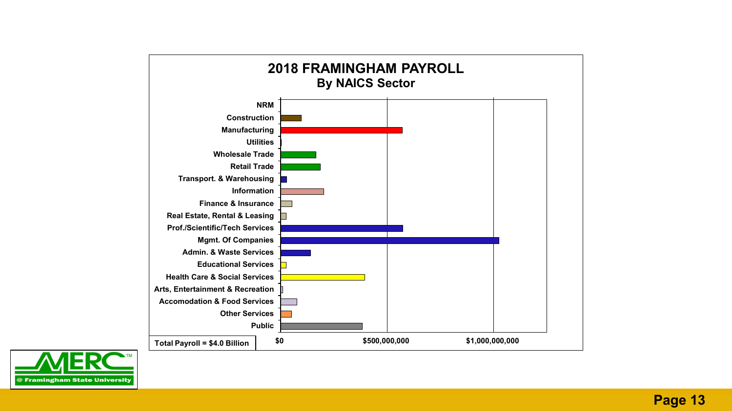## 2018 FRAMINGHAM PAYROLL
### By NAICS Sector

NRM
Construction
Manufacturing
Utilities
Wholesale Trade
Retail Trade
Transport. & Warehousing
Information
Finance & Insurance
Real Estate, Rental & Leasing
Prof./Scientific/Tech Services
Mgmt. Of Companies
Admin. & Waste Services
Educational Services
Health Care & Social Services
Arts, Entertainment & Recreation
Accomodation & Food Services
Other Services
Public

$0 | $500,000,000 | $1,000,000,000

Total Payroll = $4.0 Billion

MERC @ Framingham State University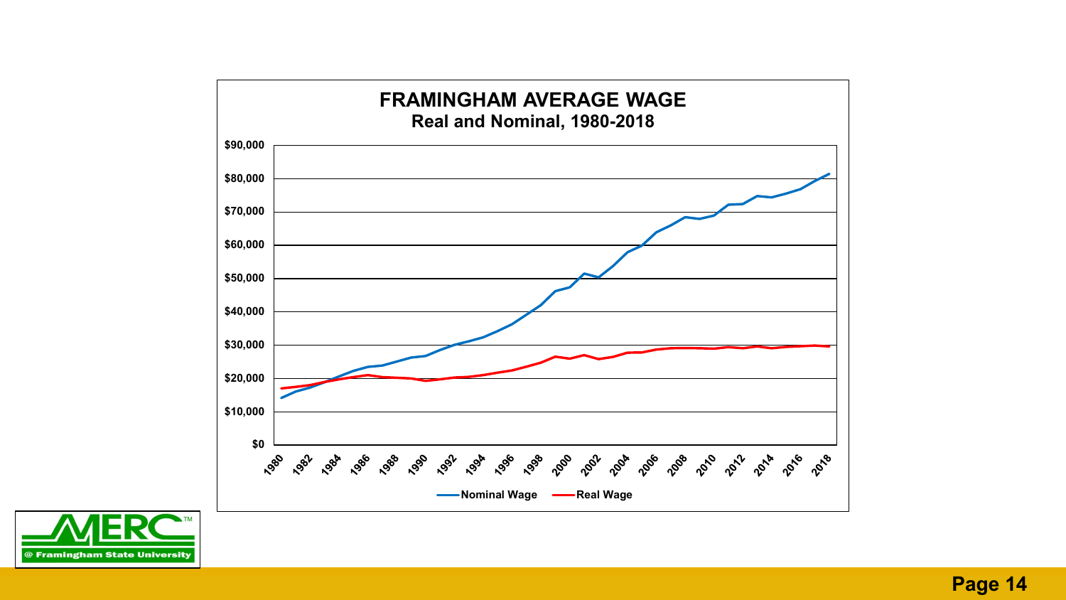## FRAMINGHAM AVERAGE WAGE
### Real and Nominal, 1980-2018

$90,000
$80,000
$70,000
$60,000
$50,000
$40,000
$30,000
$20,000
$10,000
$0

1980 1982 1984 1986 1988 1990 1992 1994 1996 1998 2000 2002 2004 2006 2008 2010 2012 2014 2016 2018

Nominal Wage — Real Wage

MERC @ Framingham State University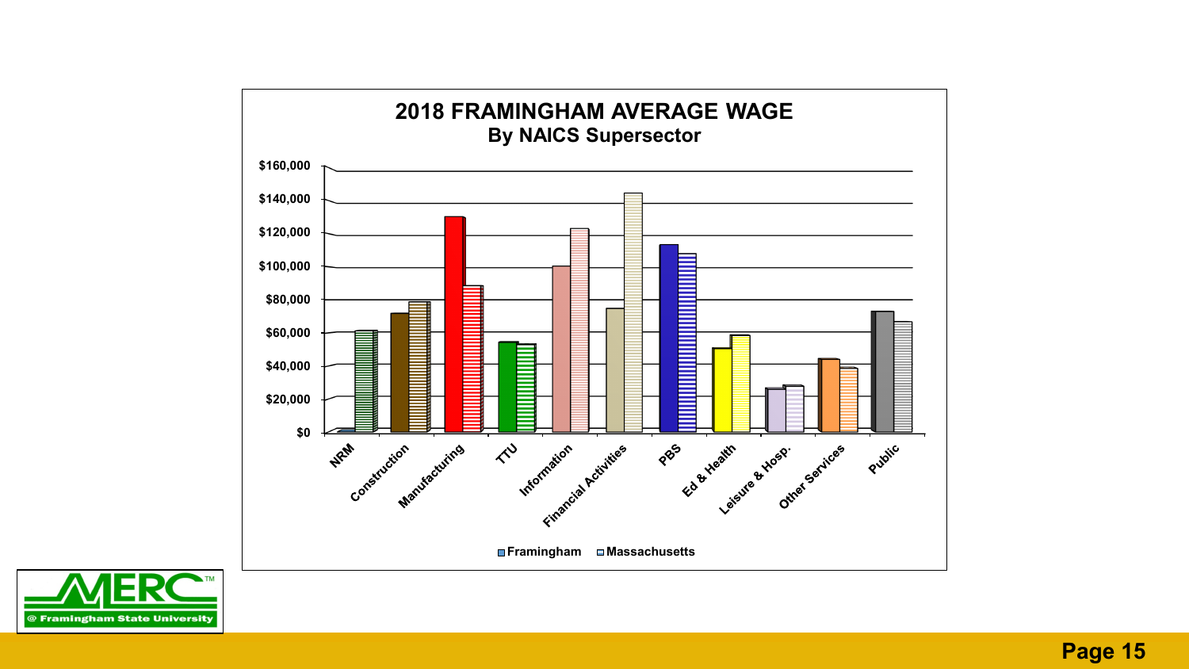## 2018 FRAMINGHAM AVERAGE WAGE

### By NAICS Supersector

| Supersector | Framingham | Massachusetts |
|---|---|---|
| NRM | ~$1,000 | ~$61,000 |
| Construction | ~$72,000 | ~$79,000 |
| Manufacturing | ~$130,000 | ~$88,000 |
| TTU | ~$54,000 | ~$53,000 |
| Information | ~$100,000 | ~$123,000 |
| Financial Activities | ~$75,000 | ~$144,000 |
| PBS | ~$113,000 | ~$108,000 |
| Ed & Health | ~$51,000 | ~$59,000 |
| Leisure & Hosp. | ~$27,000 | ~$28,000 |
| Other Services | ~$45,000 | ~$39,000 |
| Public | ~$73,000 | ~$67,000 |

*Values are approximate, read from a bar chart (y-axis $0 to $160,000).*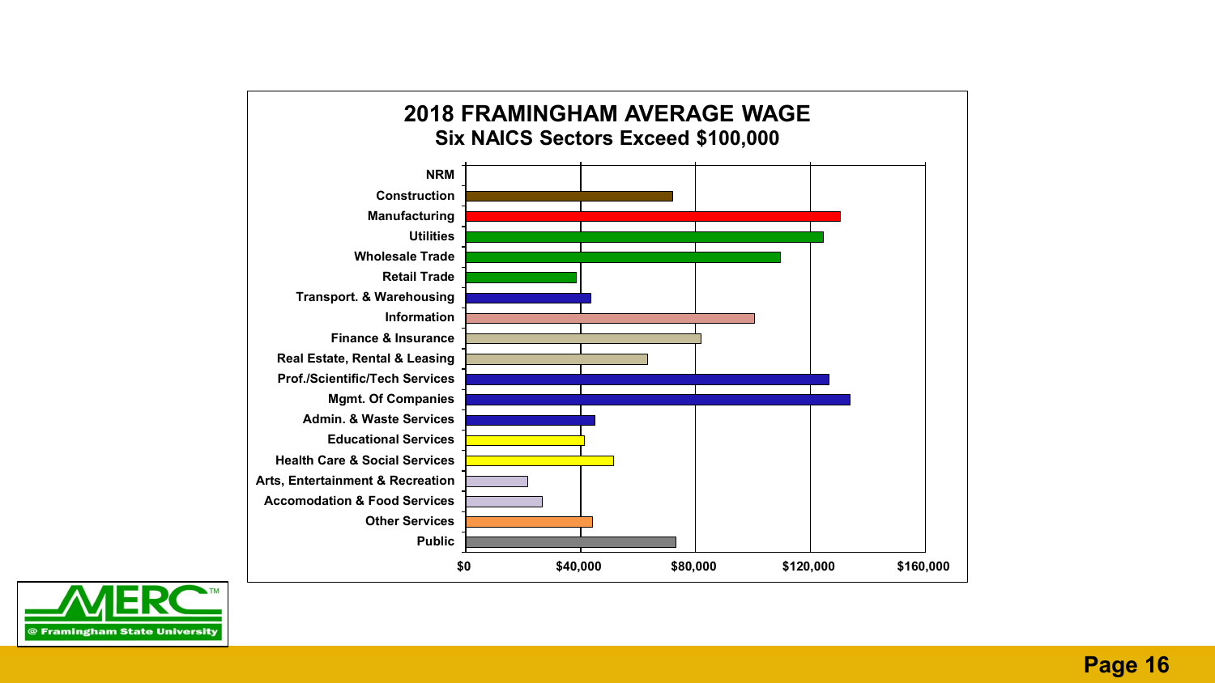## 2018 FRAMINGHAM AVERAGE WAGE

### Six NAICS Sectors Exceed $100,000

NRM
Construction
Manufacturing
Utilities
Wholesale Trade
Retail Trade
Transport. & Warehousing
Information
Finance & Insurance
Real Estate, Rental & Leasing
Prof./Scientific/Tech Services
Mgmt. Of Companies
Admin. & Waste Services
Educational Services
Health Care & Social Services
Arts, Entertainment & Recreation
Accomodation & Food Services
Other Services
Public

$0 $40,000 $80,000 $120,000 $160,000

MERC™ @ Framingham State University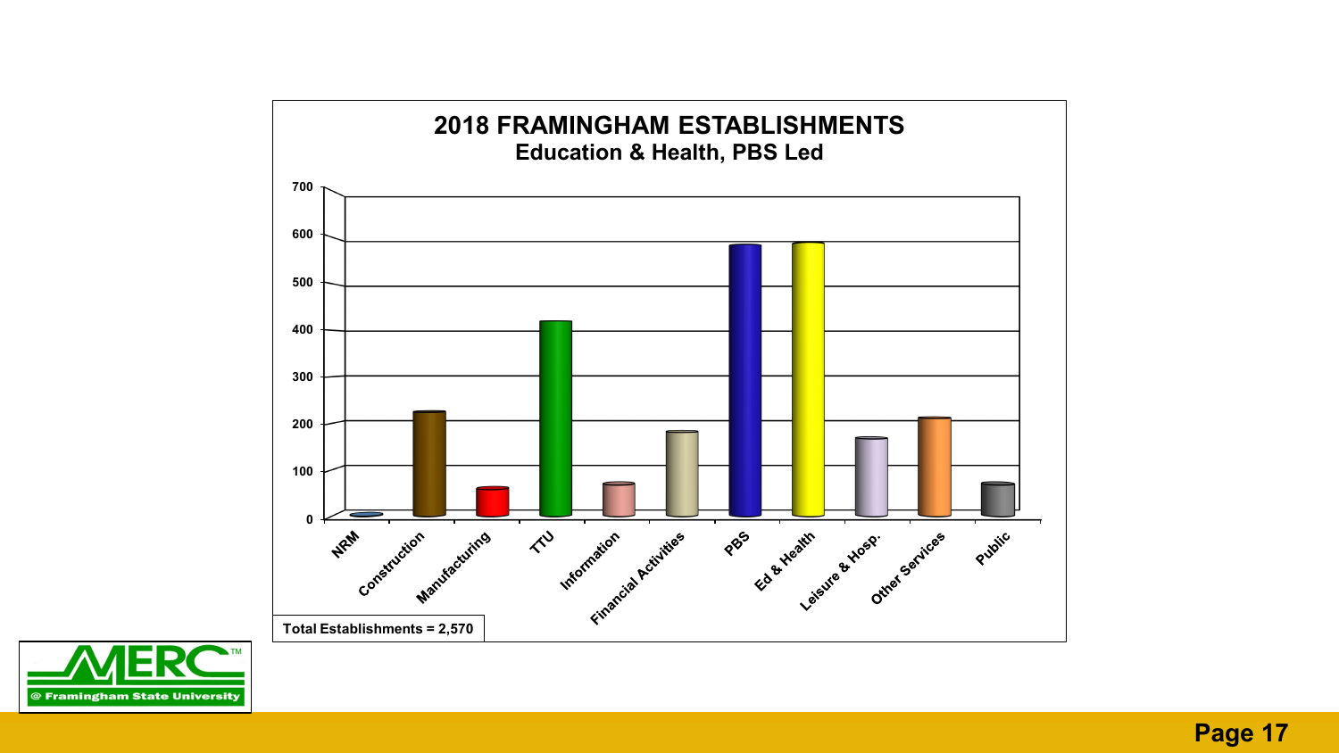# 2018 FRAMINGHAM ESTABLISHMENTS

## Education & Health, PBS Led

Total Establishments = 2,570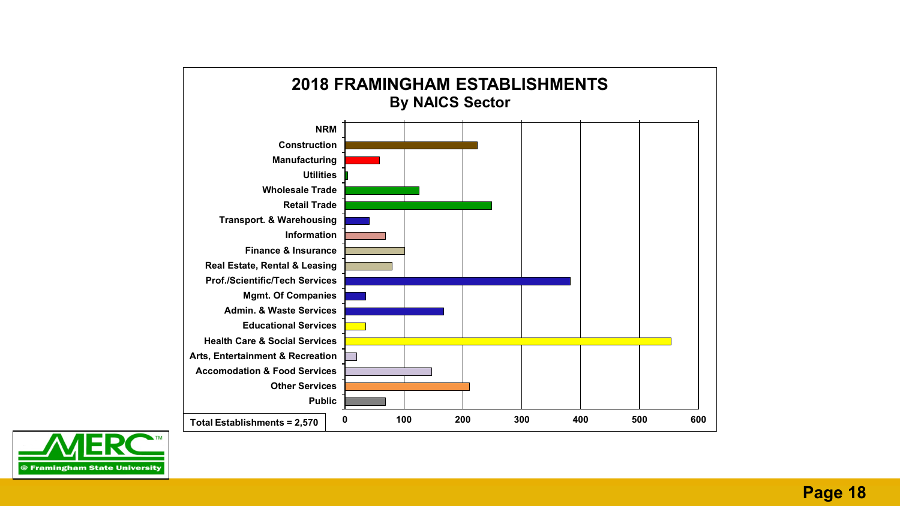## 2018 FRAMINGHAM ESTABLISHMENTS

### By NAICS Sector

- NRM
- Construction
- Manufacturing
- Utilities
- Wholesale Trade
- Retail Trade
- Transport. & Warehousing
- Information
- Finance & Insurance
- Real Estate, Rental & Leasing
- Prof./Scientific/Tech Services
- Mgmt. Of Companies
- Admin. & Waste Services
- Educational Services
- Health Care & Social Services
- Arts, Entertainment & Recreation
- Accomodation & Food Services
- Other Services
- Public

0 100 200 300 400 500 600

Total Establishments = 2,570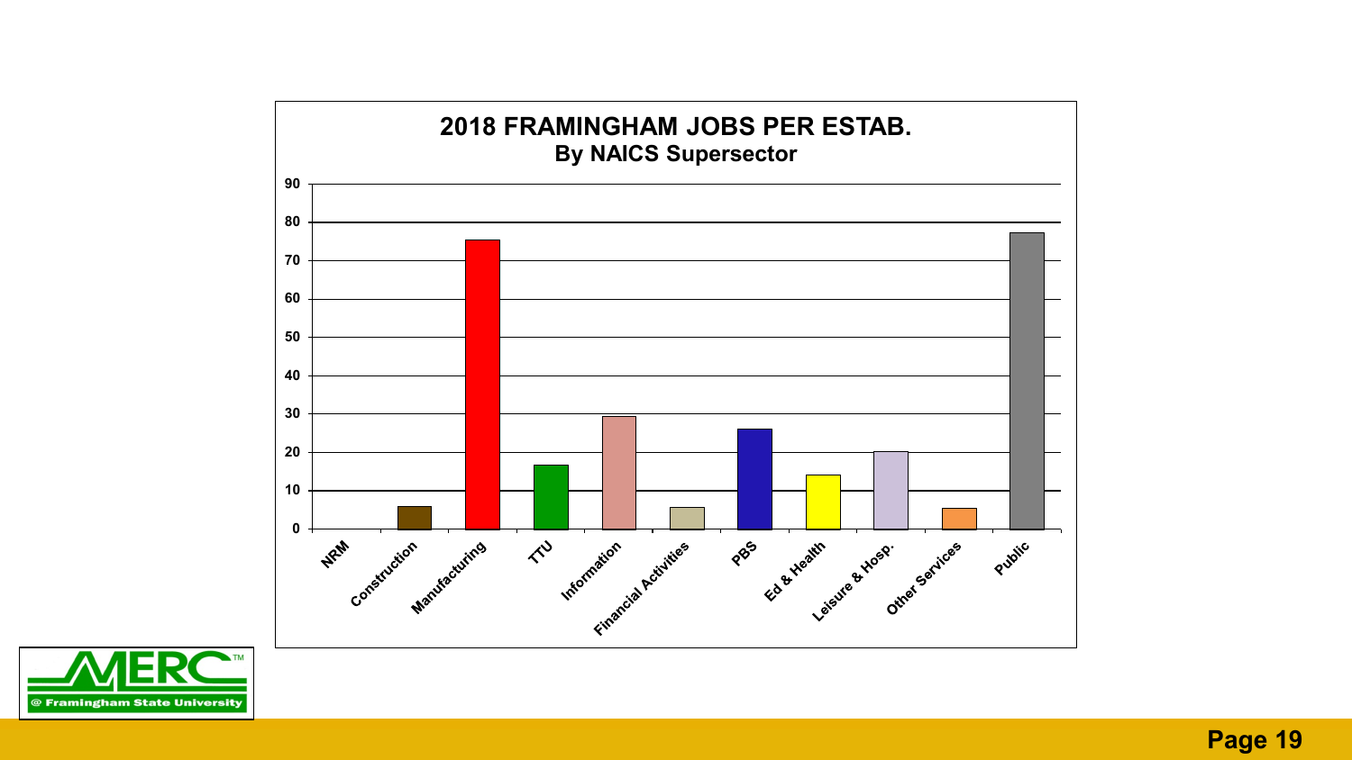## 2018 FRAMINGHAM JOBS PER ESTAB.

### By NAICS Supersector

| Supersector | Jobs per Establishment (approx.) |
|---|---|
| NRM | 0 |
| Construction | 6 |
| Manufacturing | 75 |
| TTU | 17 |
| Information | 29 |
| Financial Activities | 6 |
| PBS | 26 |
| Ed & Health | 14 |
| Leisure & Hosp. | 20 |
| Other Services | 6 |
| Public | 77 |

MERC @ Framingham State University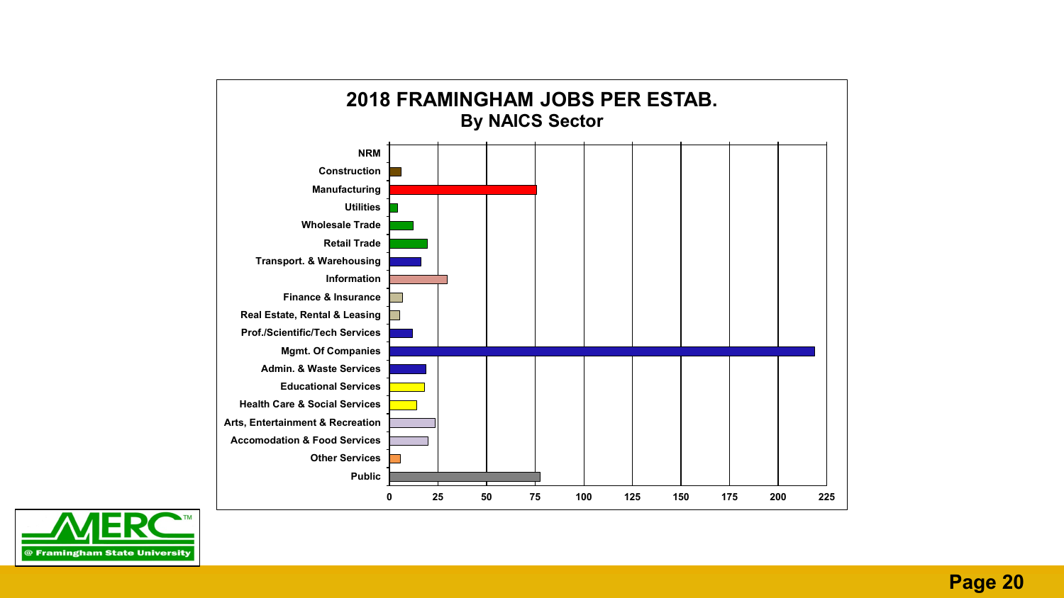# 2018 FRAMINGHAM JOBS PER ESTAB.

## By NAICS Sector

| Sector | Jobs per Establishment (approx.) |
|---|---|
| NRM | 0 |
| Construction | 6 |
| Manufacturing | 76 |
| Utilities | 4 |
| Wholesale Trade | 12 |
| Retail Trade | 20 |
| Transport. & Warehousing | 16 |
| Information | 30 |
| Finance & Insurance | 7 |
| Real Estate, Rental & Leasing | 5 |
| Prof./Scientific/Tech Services | 12 |
| Mgmt. Of Companies | 219 |
| Admin. & Waste Services | 19 |
| Educational Services | 18 |
| Health Care & Social Services | 14 |
| Arts, Entertainment & Recreation | 24 |
| Accomodation & Food Services | 20 |
| Other Services | 6 |
| Public | 78 |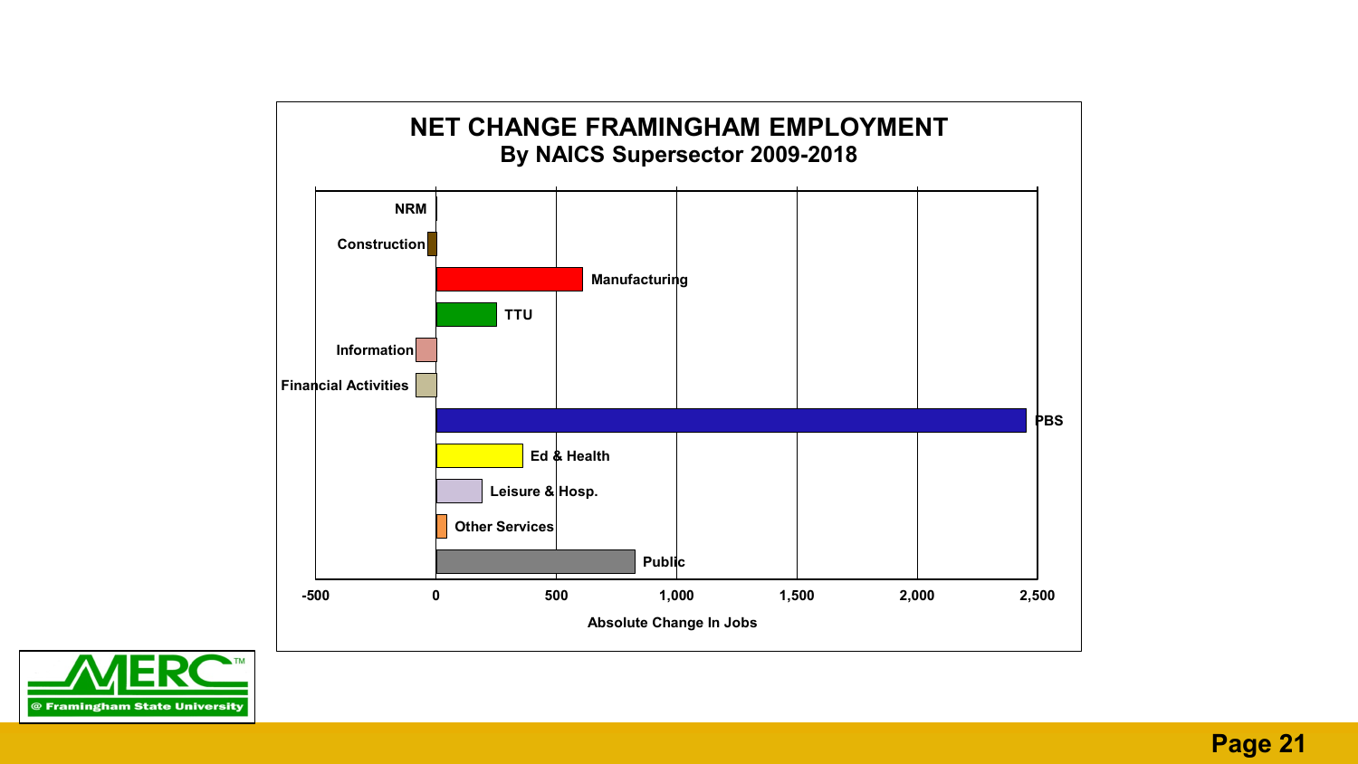# NET CHANGE FRAMINGHAM EMPLOYMENT

## By NAICS Supersector 2009-2018

| Supersector | Absolute Change In Jobs (approx.) |
|---|---|
| NRM | 0 |
| Construction | -35 |
| Manufacturing | 610 |
| TTU | 250 |
| Information | -85 |
| Financial Activities | -85 |
| PBS | 2,450 |
| Ed & Health | 360 |
| Leisure & Hosp. | 190 |
| Other Services | 45 |
| Public | 825 |

Absolute Change In Jobs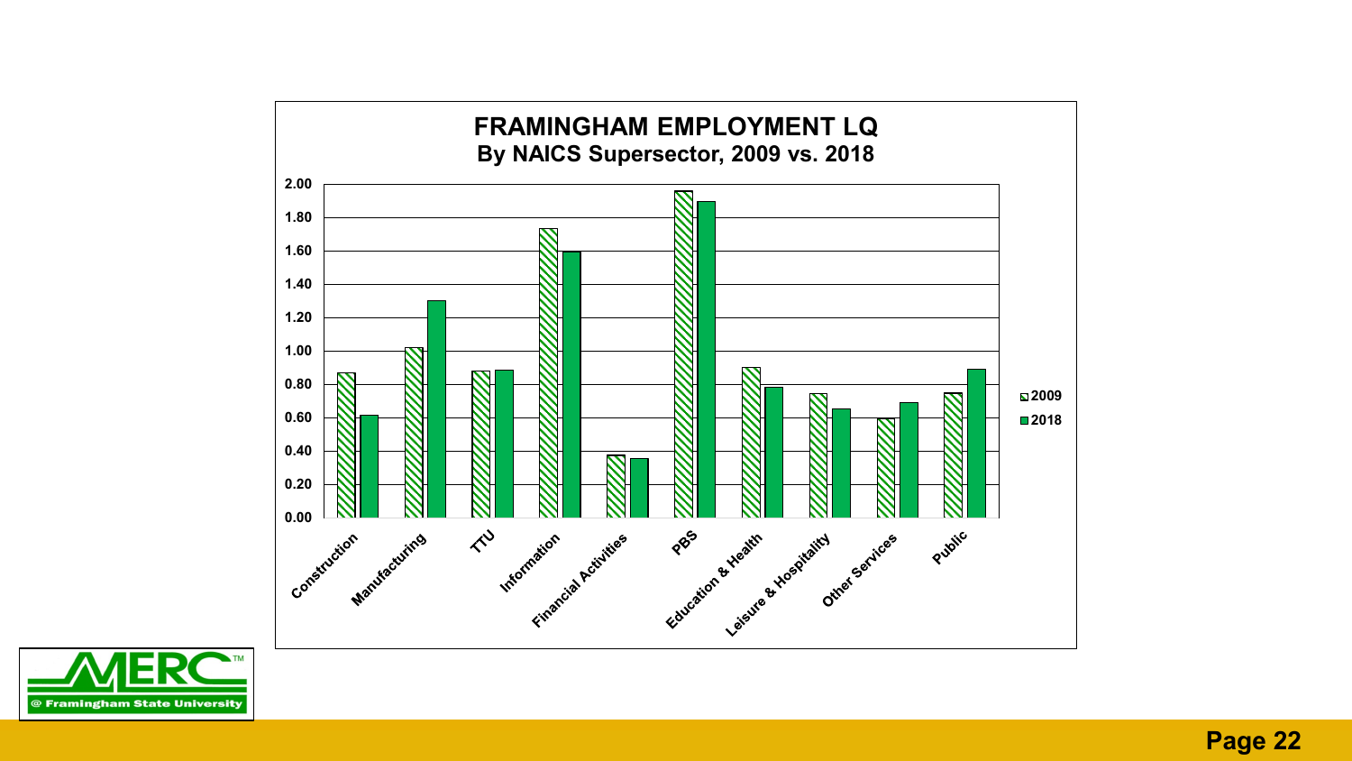# FRAMINGHAM EMPLOYMENT LQ

## By NAICS Supersector, 2009 vs. 2018

| Supersector | 2009 | 2018 |
|---|---|---|
| Construction | 0.87 | 0.62 |
| Manufacturing | 1.02 | 1.30 |
| TTU | 0.88 | 0.89 |
| Information | 1.73 | 1.60 |
| Financial Activities | 0.38 | 0.36 |
| PBS | 1.96 | 1.90 |
| Education & Health | 0.90 | 0.79 |
| Leisure & Hospitality | 0.75 | 0.66 |
| Other Services | 0.60 | 0.69 |
| Public | 0.75 | 0.89 |

MERC @ Framingham State University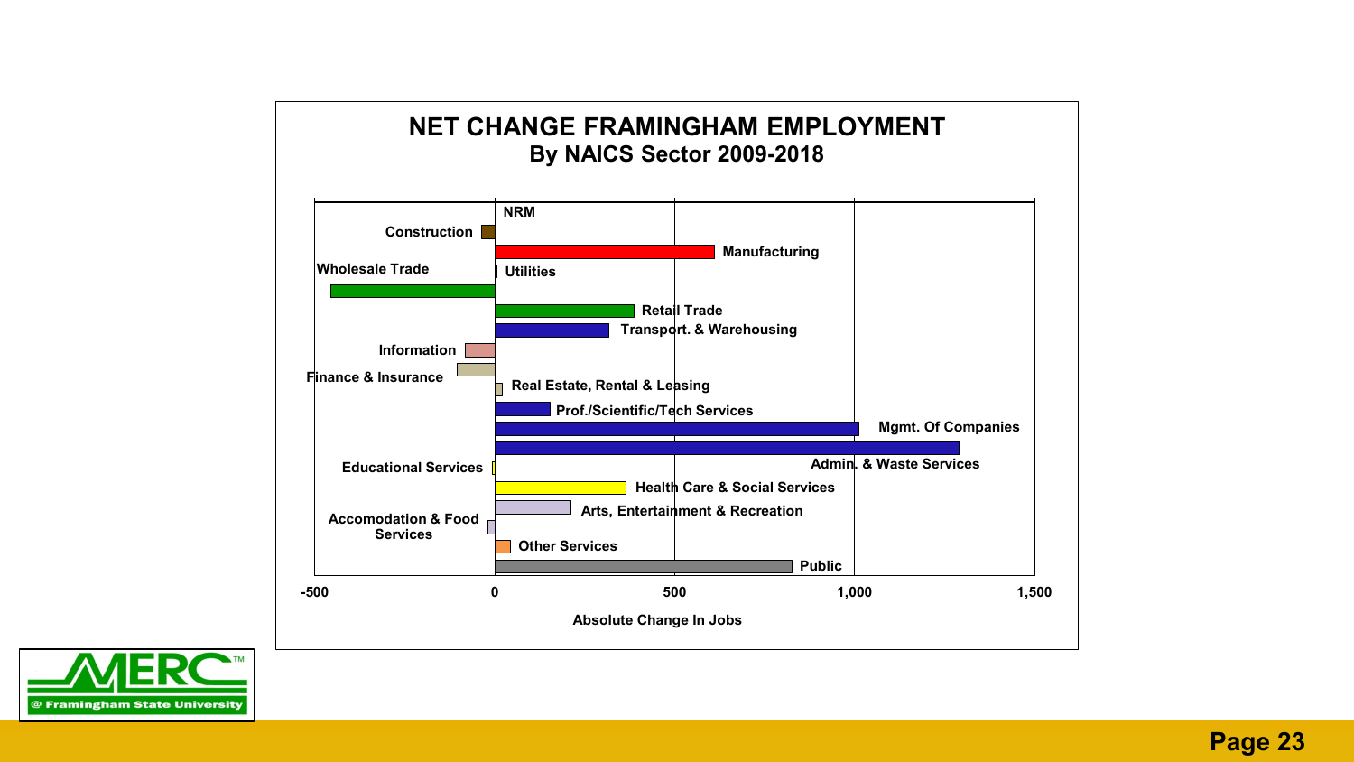# NET CHANGE FRAMINGHAM EMPLOYMENT

## By NAICS Sector 2009-2018

NRM

Construction

Manufacturing

Wholesale Trade

Utilities

Retail Trade

Transport. & Warehousing

Information

Finance & Insurance

Real Estate, Rental & Leasing

Prof./Scientific/Tech Services

Mgmt. Of Companies

Admin. & Waste Services

Educational Services

Health Care & Social Services

Arts, Entertainment & Recreation

Accomodation & Food Services

Other Services

Public

-500 0 500 1,000 1,500

Absolute Change In Jobs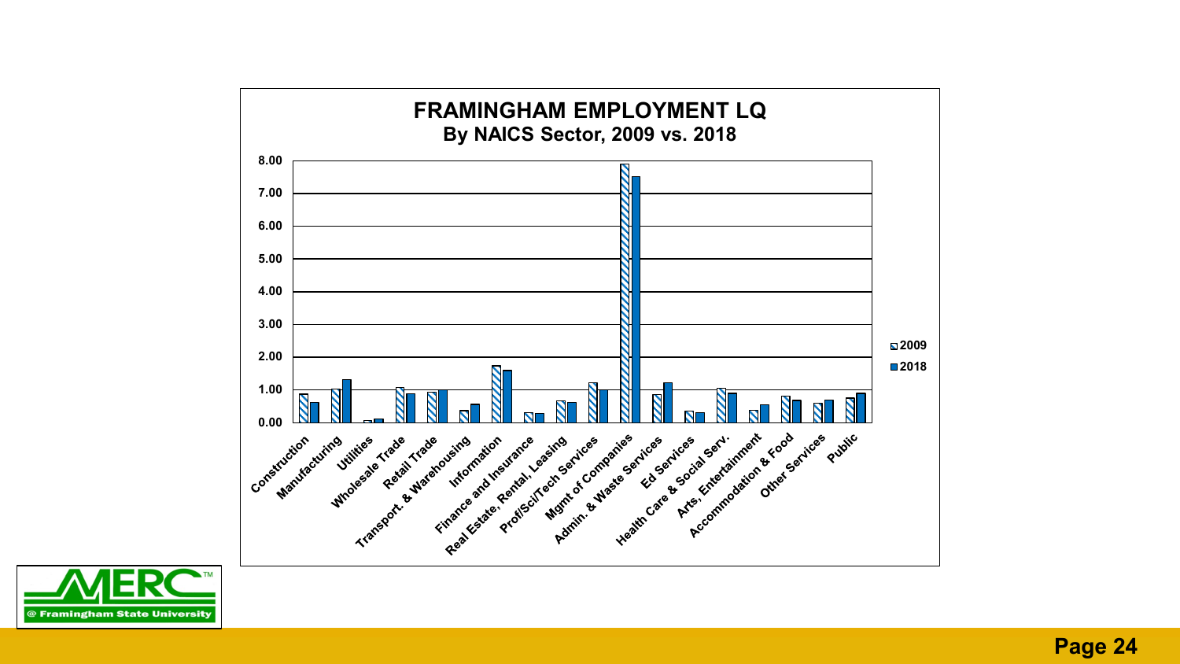## FRAMINGHAM EMPLOYMENT LQ
### By NAICS Sector, 2009 vs. 2018

| Sector | 2009 | 2018 |
|---|---|---|
| Construction | 0.87 | 0.62 |
| Manufacturing | 1.02 | 1.32 |
| Utilities | 0.07 | 0.11 |
| Wholesale Trade | 1.08 | 0.88 |
| Retail Trade | 0.93 | 1.00 |
| Transport. & Warehousing | 0.37 | 0.56 |
| Information | 1.73 | 1.60 |
| Finance and Insurance | 0.30 | 0.28 |
| Real Estate, Rental, Leasing | 0.66 | 0.62 |
| Prof/Sci/Tech Services | 1.22 | 1.00 |
| Mgmt of Companies | 7.88 | 7.50 |
| Admin. & Waste Services | 0.86 | 1.22 |
| Ed Services | 0.35 | 0.30 |
| Health Care & Social Serv. | 1.05 | 0.90 |
| Arts, Entertainment | 0.38 | 0.55 |
| Accommodation & Food | 0.80 | 0.68 |
| Other Services | 0.58 | 0.68 |
| Public | 0.75 | 0.90 |

*Values approximated from chart.*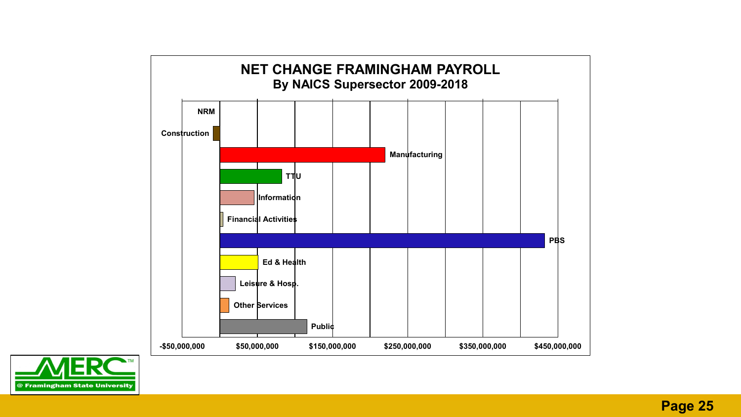# NET CHANGE FRAMINGHAM PAYROLL

## By NAICS Supersector 2009-2018

NRM

Construction

Manufacturing

TTU

Information

Financial Activities

PBS

Ed & Health

Leisure & Hosp.

Other Services

Public

-$50,000,000 | $50,000,000 | $150,000,000 | $250,000,000 | $350,000,000 | $450,000,000

MERC™ @ Framingham State University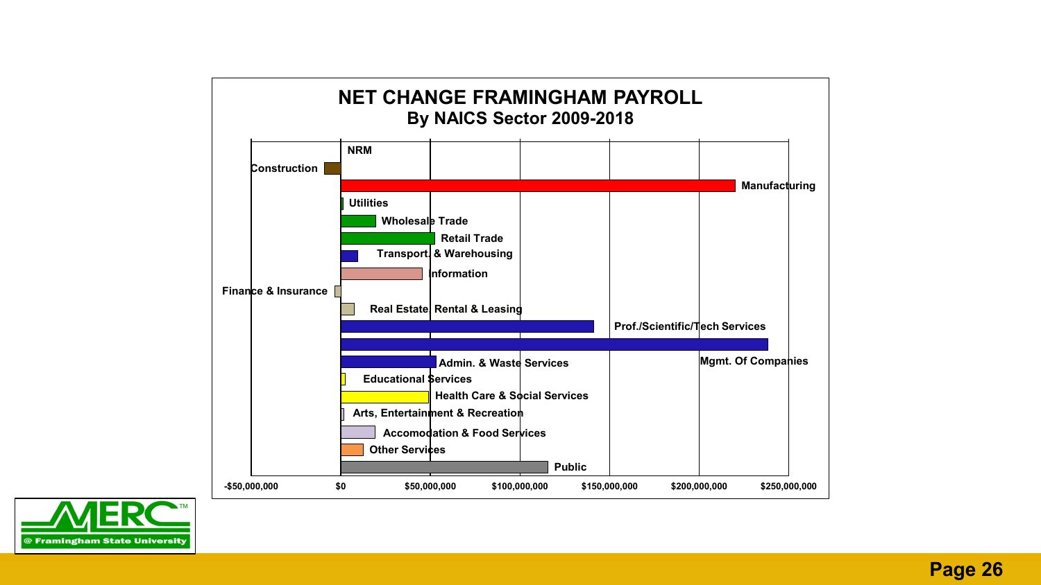## NET CHANGE FRAMINGHAM PAYROLL

### By NAICS Sector 2009-2018

NRM

Construction

Manufacturing

Utilities

Wholesale Trade

Retail Trade

Transport. & Warehousing

Information

Finance & Insurance

Real Estate Rental & Leasing

Prof./Scientific/Tech Services

Mgmt. Of Companies

Admin. & Waste Services

Educational Services

Health Care & Social Services

Arts, Entertainment & Recreation

Accomodation & Food Services

Other Services

Public

-$50,000,000 | $0 | $50,000,000 | $100,000,000 | $150,000,000 | $200,000,000 | $250,000,000

MERC @ Framingham State University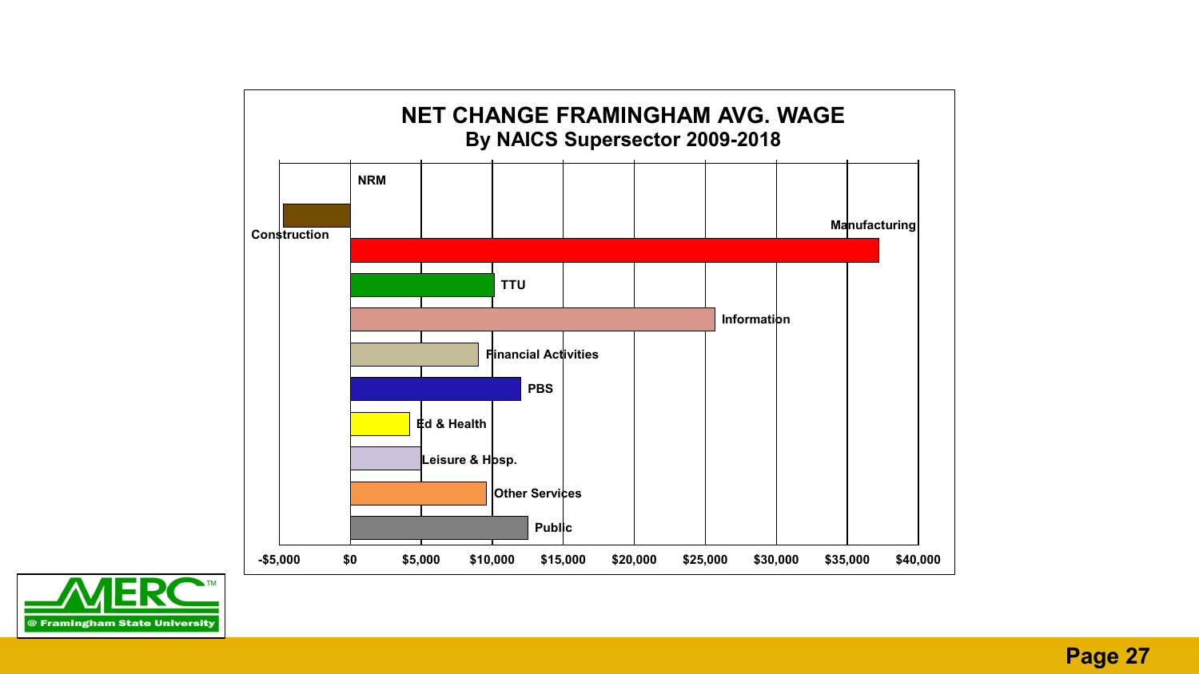## NET CHANGE FRAMINGHAM AVG. WAGE

### By NAICS Supersector 2009-2018

| Supersector | Net Change (approx.) |
|---|---|
| NRM | $0 |
| Construction | -$4,700 |
| Manufacturing | $37,200 |
| TTU | $10,100 |
| Information | $25,700 |
| Financial Activities | $9,000 |
| PBS | $12,000 |
| Ed & Health | $4,200 |
| Leisure & Hosp. | $5,000 |
| Other Services | $9,600 |
| Public | $12,500 |

Axis: -$5,000 | $0 | $5,000 | $10,000 | $15,000 | $20,000 | $25,000 | $30,000 | $35,000 | $40,000

MERC™ @ Framingham State University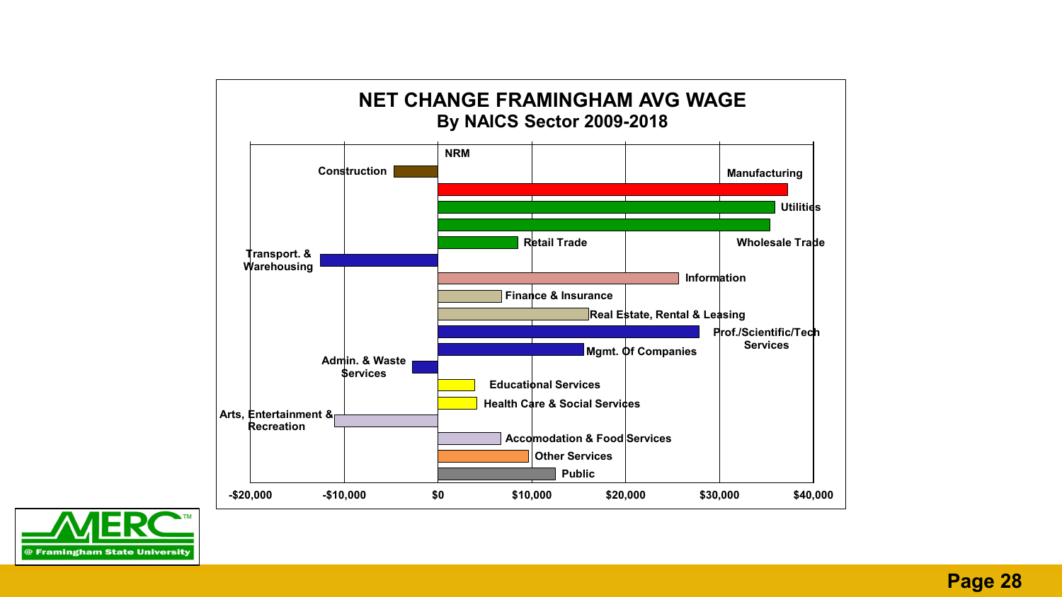## NET CHANGE FRAMINGHAM AVG WAGE

### By NAICS Sector 2009-2018

NRM

Construction

Manufacturing

Utilities

Wholesale Trade

Retail Trade

Transport. & Warehousing

Information

Finance & Insurance

Real Estate, Rental & Leasing

Prof./Scientific/Tech Services

Mgmt. Of Companies

Admin. & Waste Services

Educational Services

Health Care & Social Services

Arts, Entertainment & Recreation

Accomodation & Food Services

Other Services

Public

-$20,000 | -$10,000 | $0 | $10,000 | $20,000 | $30,000 | $40,000

MERC™ @ Framingham State University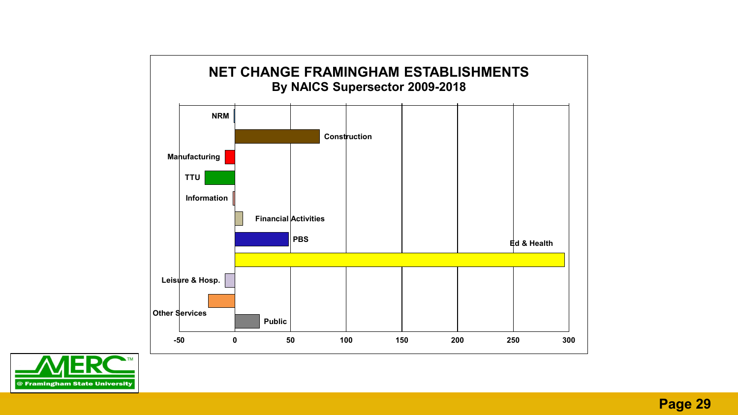# NET CHANGE FRAMINGHAM ESTABLISHMENTS

## By NAICS Supersector 2009-2018

NRM

Construction

Manufacturing

TTU

Information

Financial Activities

PBS

Ed & Health

Leisure & Hosp.

Other Services

Public

-50 0 50 100 150 200 250 300

MERC™ @ Framingham State University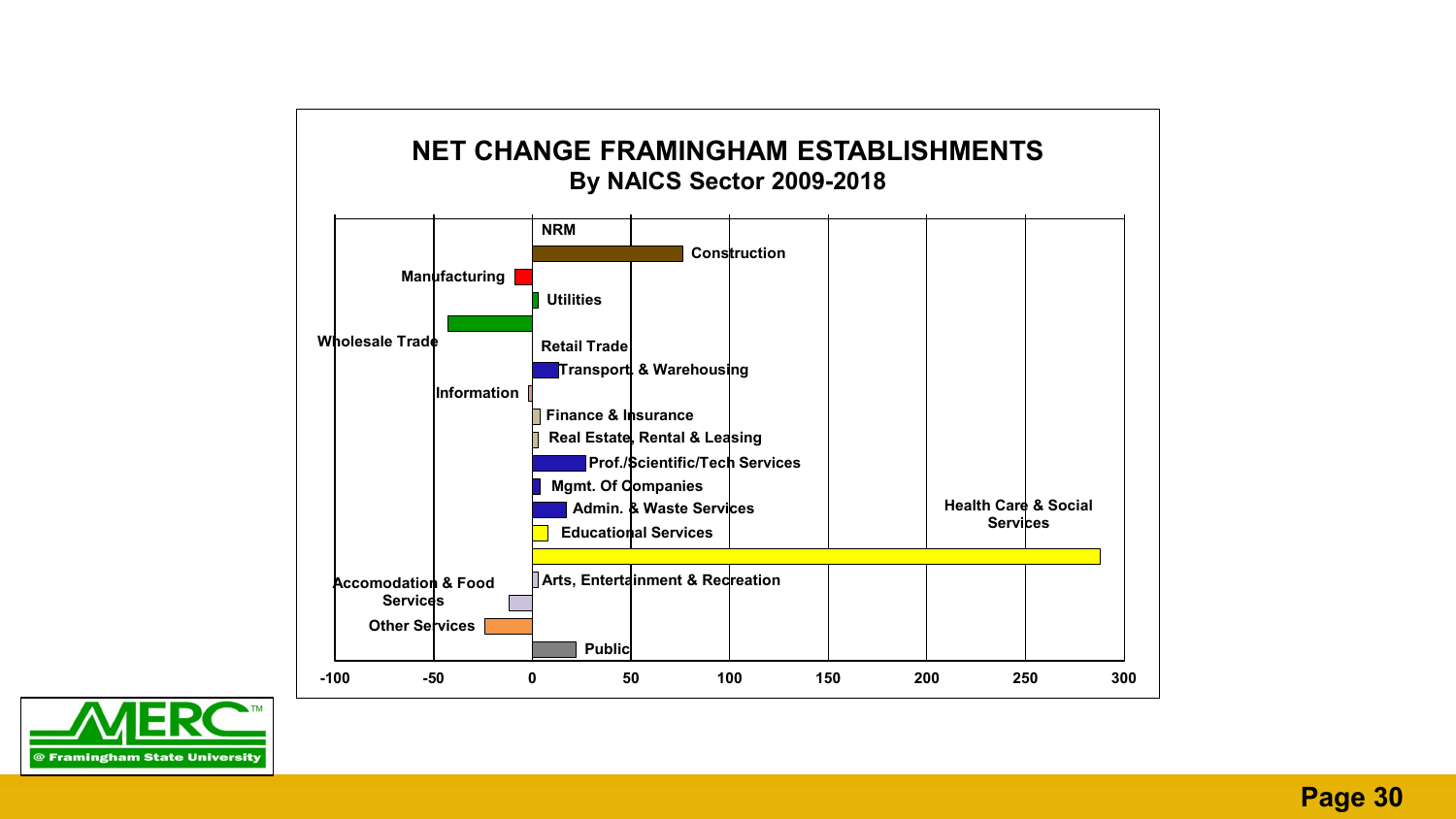# NET CHANGE FRAMINGHAM ESTABLISHMENTS

## By NAICS Sector 2009-2018

NRM

Construction

Manufacturing

Utilities

Wholesale Trade

Retail Trade

Transport. & Warehousing

Information

Finance & Insurance

Real Estate, Rental & Leasing

Prof./Scientific/Tech Services

Mgmt. Of Companies

Admin. & Waste Services

Educational Services

Health Care & Social Services

Arts, Entertainment & Recreation

Accomodation & Food Services

Other Services

Public

-100 -50 0 50 100 150 200 250 300

MERC™ @ Framingham State University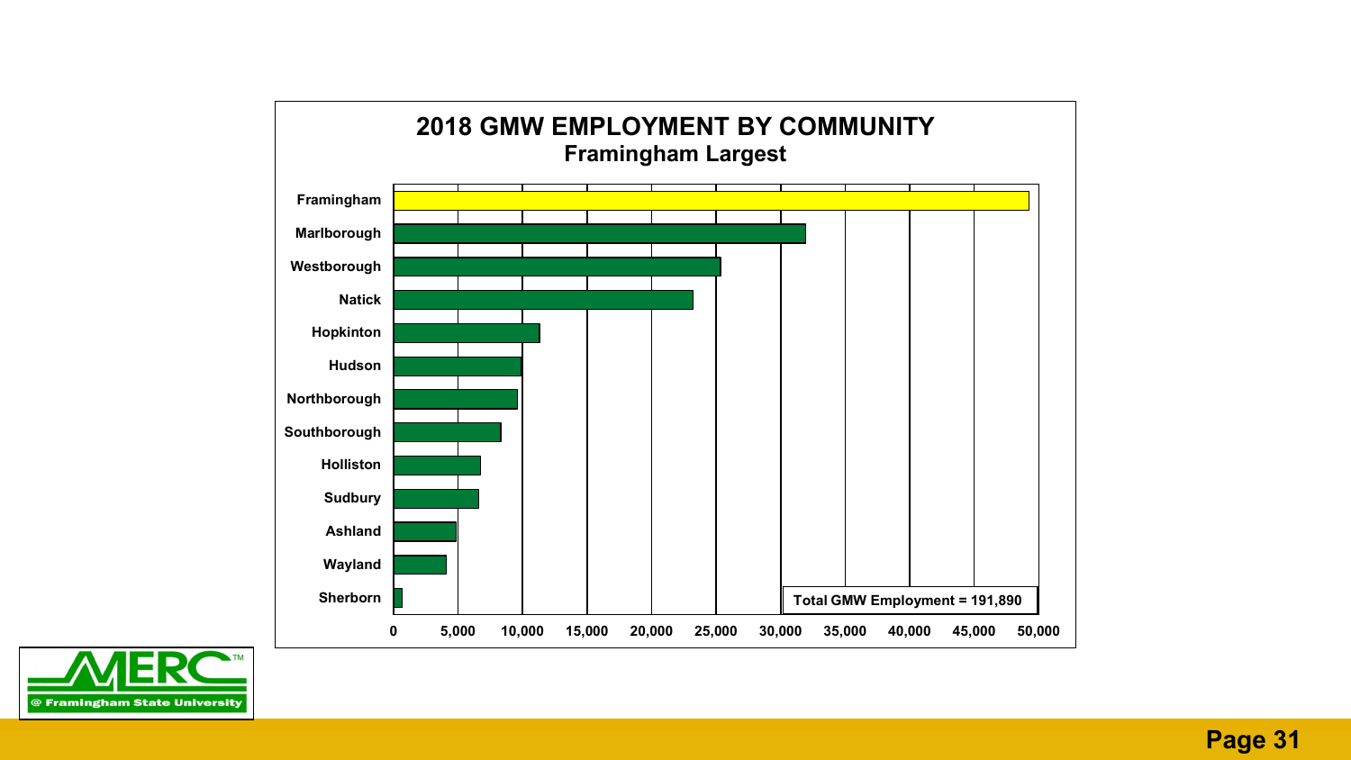## 2018 GMW EMPLOYMENT BY COMMUNITY

### Framingham Largest

Framingham

Marlborough

Westborough

Natick

Hopkinton

Hudson

Northborough

Southborough

Holliston

Sudbury

Ashland

Wayland

Sherborn

0 | 5,000 | 10,000 | 15,000 | 20,000 | 25,000 | 30,000 | 35,000 | 40,000 | 45,000 | 50,000

Total GMW Employment = 191,890

MERC @ Framingham State University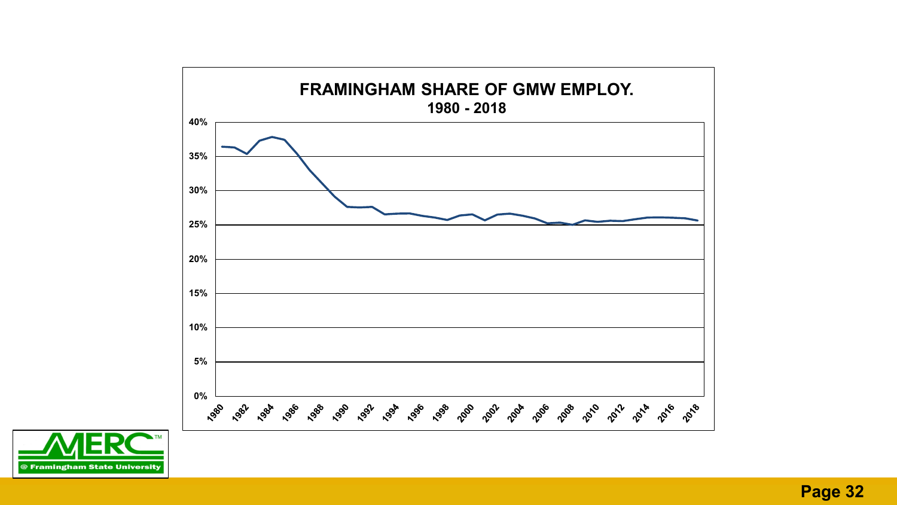## FRAMINGHAM SHARE OF GMW EMPLOY.

### 1980 - 2018

40%
35%
30%
25%
20%
15%
10%
5%
0%

1980 1982 1984 1986 1988 1990 1992 1994 1996 1998 2000 2002 2004 2006 2008 2010 2012 2014 2016 2018

MERC™ @ Framingham State University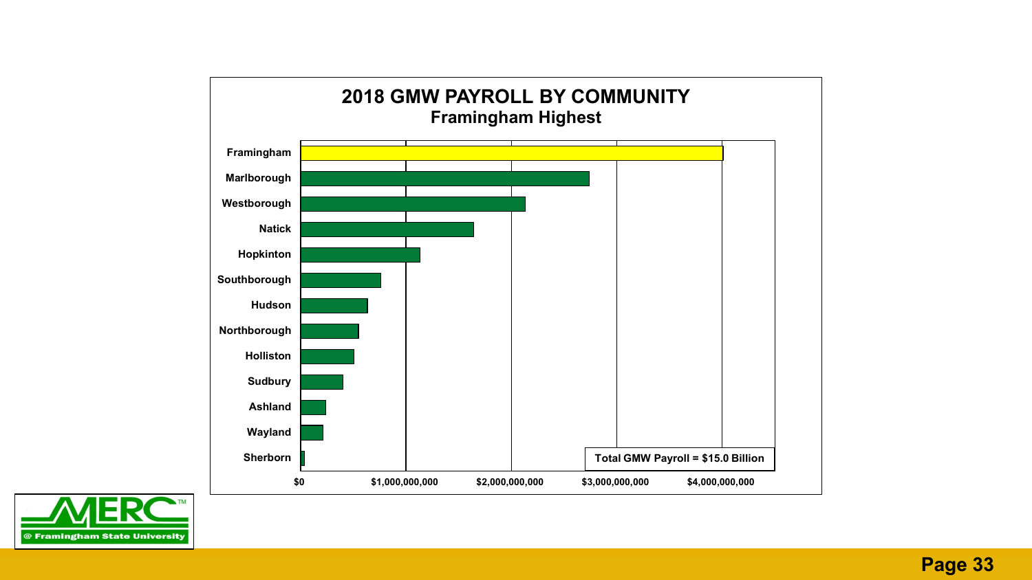## 2018 GMW PAYROLL BY COMMUNITY

### Framingham Highest

| Community |
|---|
| Framingham |
| Marlborough |
| Westborough |
| Natick |
| Hopkinton |
| Southborough |
| Hudson |
| Northborough |
| Holliston |
| Sudbury |
| Ashland |
| Wayland |
| Sherborn |

$0 | $1,000,000,000 | $2,000,000,000 | $3,000,000,000 | $4,000,000,000

Total GMW Payroll = $15.0 Billion

MERC™ @ Framingham State University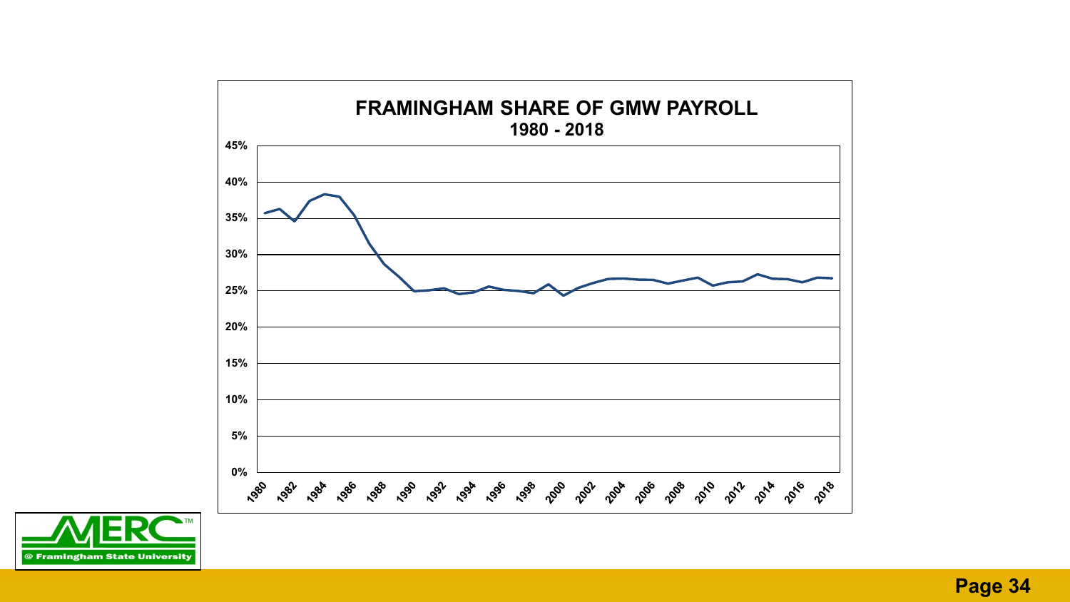## FRAMINGHAM SHARE OF GMW PAYROLL
### 1980 - 2018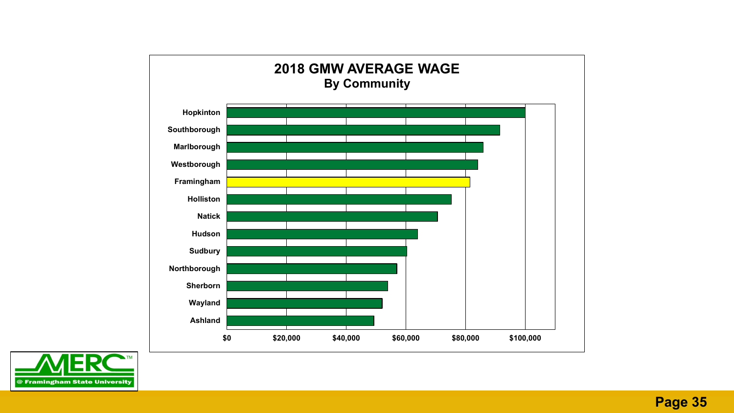# 2018 GMW AVERAGE WAGE
## By Community

Hopkinton
Southborough
Marlborough
Westborough
Framingham
Holliston
Natick
Hudson
Sudbury
Northborough
Sherborn
Wayland
Ashland

$0 $20,000 $40,000 $60,000 $80,000 $100,000

MERC™ @ Framingham State University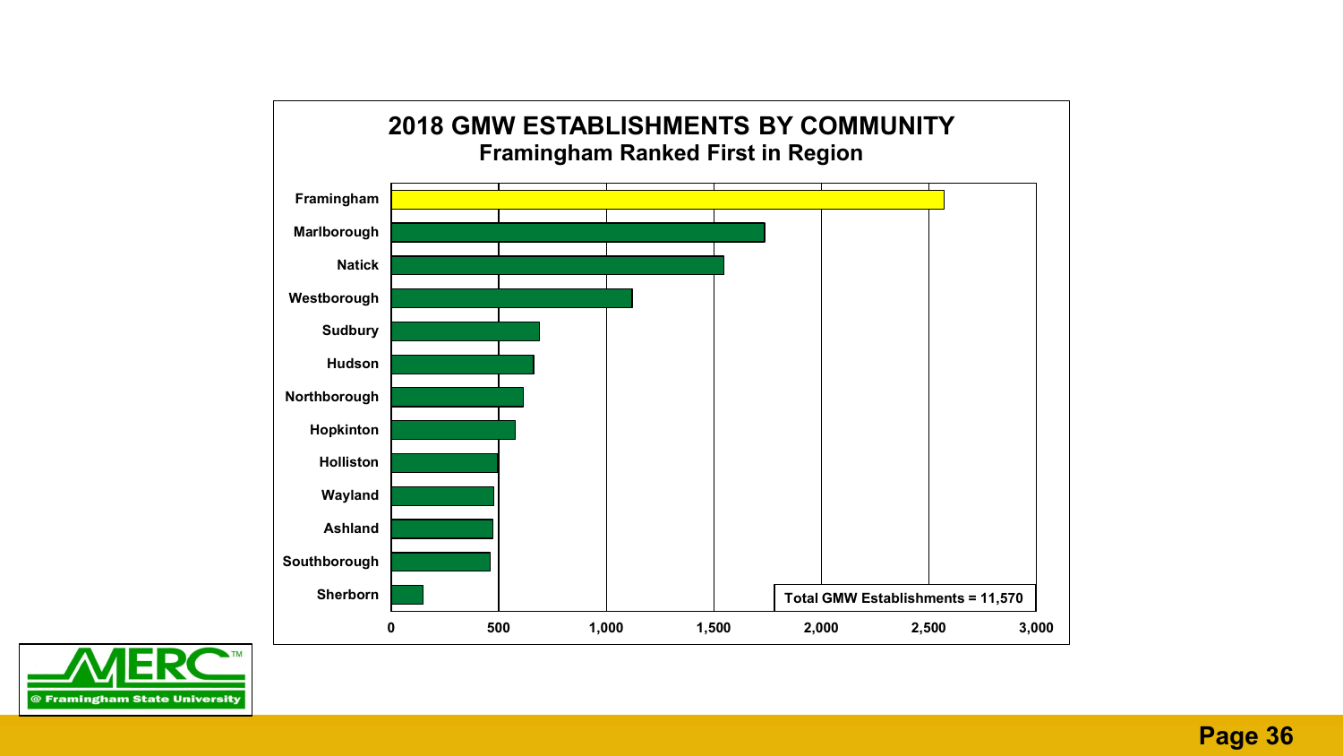## 2018 GMW ESTABLISHMENTS BY COMMUNITY

### Framingham Ranked First in Region

| Community | Establishments (approx.) |
|---|---|
| Framingham | 2,570 |
| Marlborough | 1,740 |
| Natick | 1,550 |
| Westborough | 1,120 |
| Sudbury | 690 |
| Hudson | 665 |
| Northborough | 615 |
| Hopkinton | 580 |
| Holliston | 495 |
| Wayland | 480 |
| Ashland | 475 |
| Southborough | 460 |
| Sherborn | 150 |

Total GMW Establishments = 11,570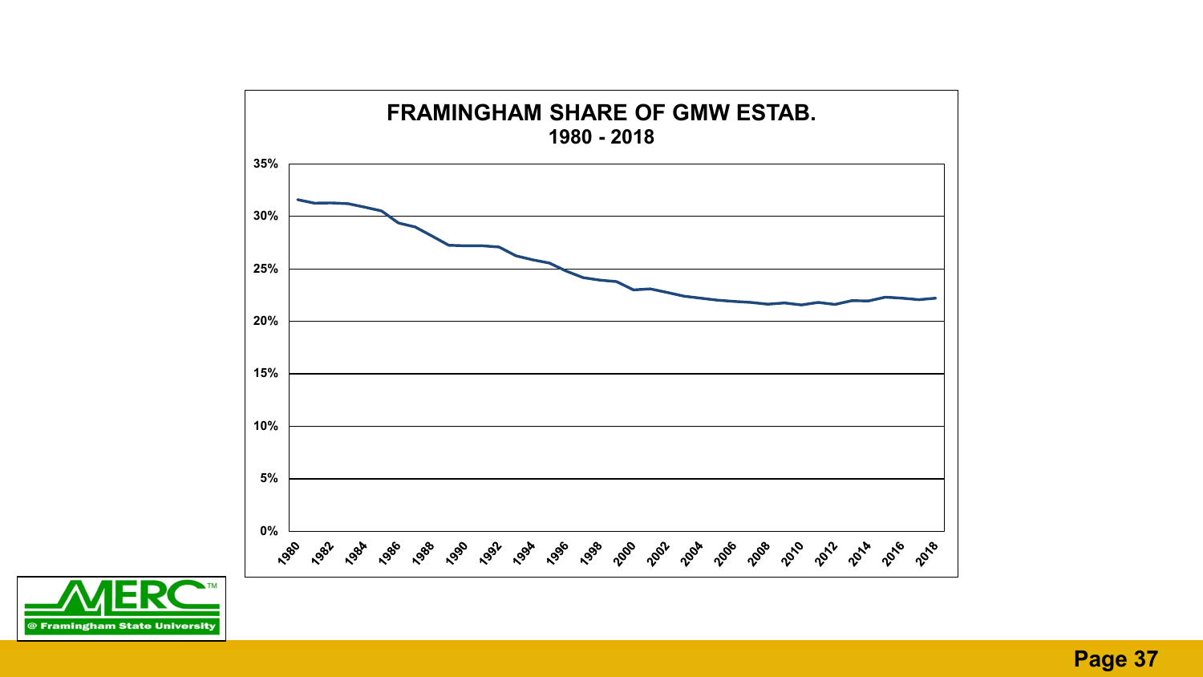FRAMINGHAM SHARE OF GMW ESTAB.
1980 - 2018

35%
30%
25%
20%
15%
10%
5%
0%

1980 1982 1984 1986 1988 1990 1992 1994 1996 1998 2000 2002 2004 2006 2008 2010 2012 2014 2016 2018

MERC™
@ Framingham State University